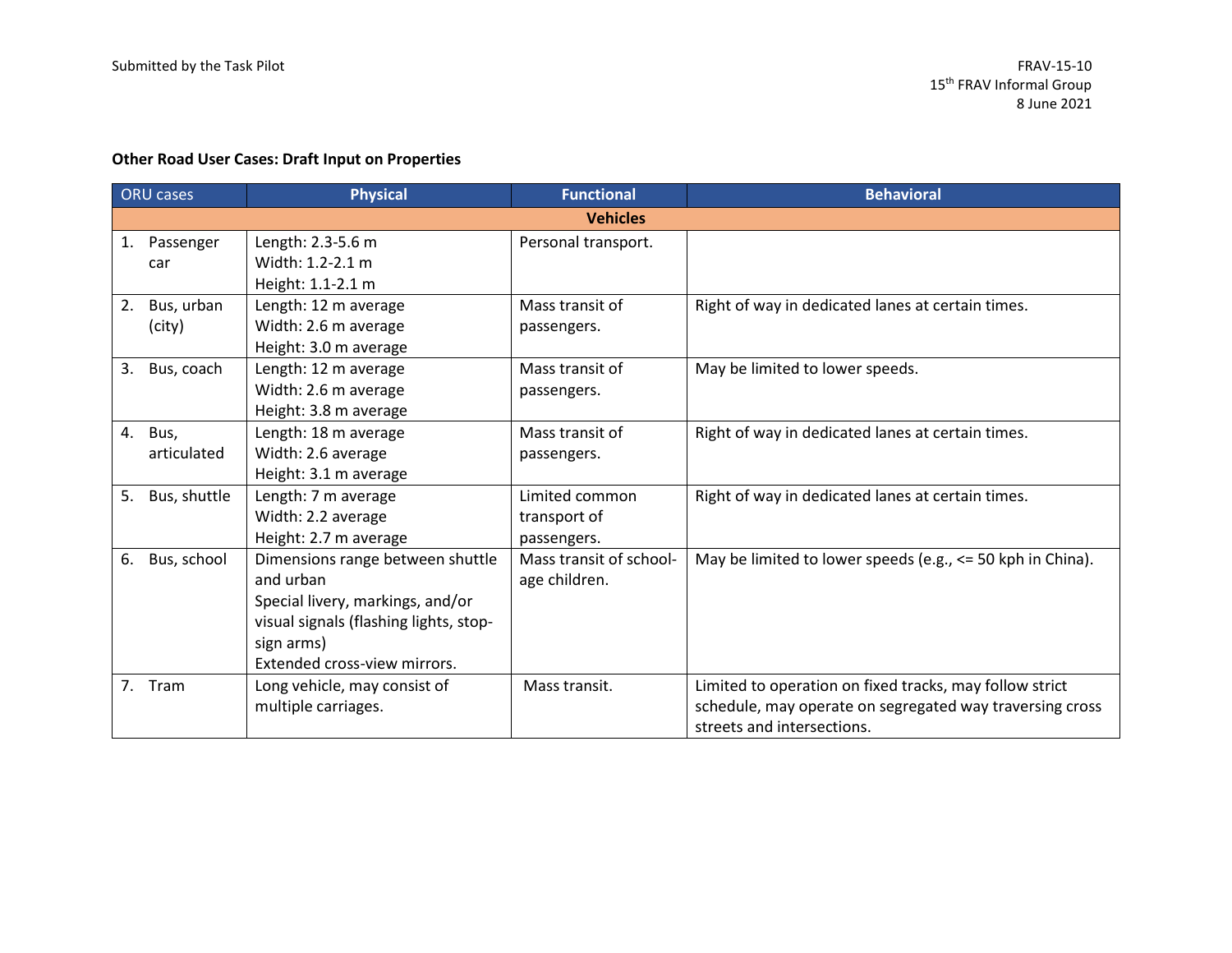Submitted by the Task Pilot

FRAV-15-10
15th FRAV Informal Group
8 June 2021

**Other Road User Cases: Draft Input on Properties**

| ORU cases | Physical | Functional | Behavioral |
|---|---|---|---|
| **Vehicles** | | | |
| 1. Passenger car | Length: 2.3-5.6 m<br>Width: 1.2-2.1 m<br>Height: 1.1-2.1 m | Personal transport. | |
| 2. Bus, urban (city) | Length: 12 m average<br>Width: 2.6 m average<br>Height: 3.0 m average | Mass transit of passengers. | Right of way in dedicated lanes at certain times. |
| 3. Bus, coach | Length: 12 m average<br>Width: 2.6 m average<br>Height: 3.8 m average | Mass transit of passengers. | May be limited to lower speeds. |
| 4. Bus, articulated | Length: 18 m average<br>Width: 2.6 average<br>Height: 3.1 m average | Mass transit of passengers. | Right of way in dedicated lanes at certain times. |
| 5. Bus, shuttle | Length: 7 m average<br>Width: 2.2 average<br>Height: 2.7 m average | Limited common transport of passengers. | Right of way in dedicated lanes at certain times. |
| 6. Bus, school | Dimensions range between shuttle and urban<br>Special livery, markings, and/or visual signals (flashing lights, stop-sign arms)<br>Extended cross-view mirrors. | Mass transit of school-age children. | May be limited to lower speeds (e.g., <= 50 kph in China). |
| 7. Tram | Long vehicle, may consist of multiple carriages. | Mass transit. | Limited to operation on fixed tracks, may follow strict schedule, may operate on segregated way traversing cross streets and intersections. |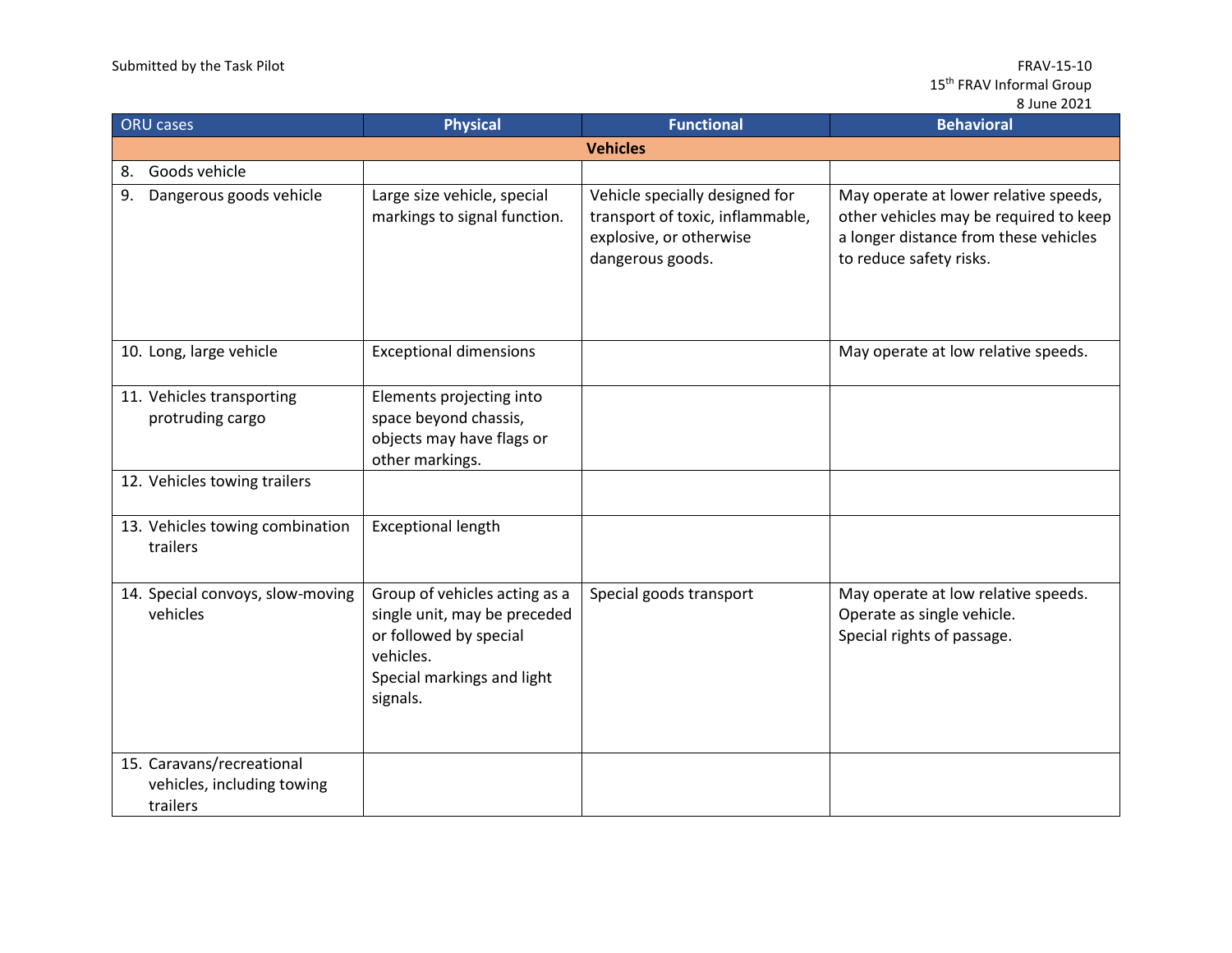| ORU cases | Physical | Functional | Behavioral |
|---|---|---|---|
| **Vehicles** | | | |
| 8. Goods vehicle | | | |
| 9. Dangerous goods vehicle | Large size vehicle, special markings to signal function. | Vehicle specially designed for transport of toxic, inflammable, explosive, or otherwise dangerous goods. | May operate at lower relative speeds, other vehicles may be required to keep a longer distance from these vehicles to reduce safety risks. |
| 10. Long, large vehicle | Exceptional dimensions | | May operate at low relative speeds. |
| 11. Vehicles transporting protruding cargo | Elements projecting into space beyond chassis, objects may have flags or other markings. | | |
| 12. Vehicles towing trailers | | | |
| 13. Vehicles towing combination trailers | Exceptional length | | |
| 14. Special convoys, slow-moving vehicles | Group of vehicles acting as a single unit, may be preceded or followed by special vehicles.<br>Special markings and light signals. | Special goods transport | May operate at low relative speeds.<br>Operate as single vehicle.<br>Special rights of passage. |
| 15. Caravans/recreational vehicles, including towing trailers | | | |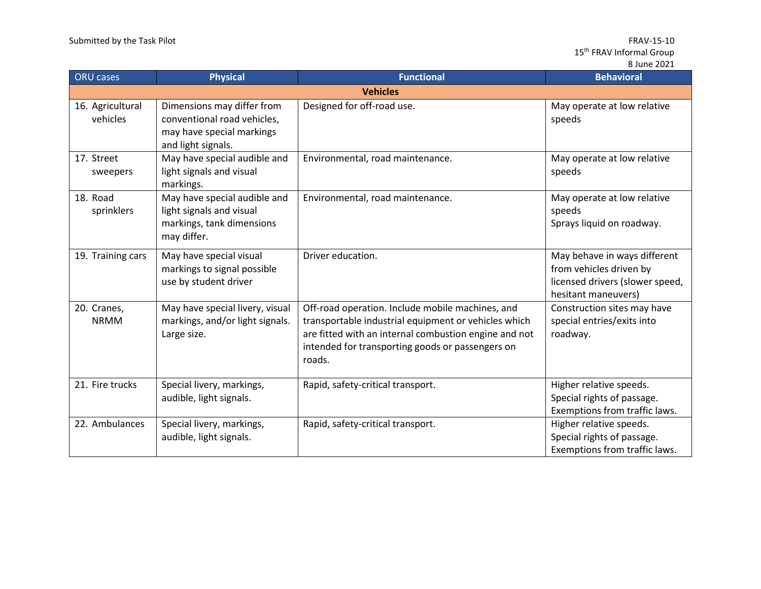| ORU cases | Physical | Functional | Behavioral |
|---|---|---|---|
| **Vehicles** | | | |
| 16. Agricultural vehicles | Dimensions may differ from conventional road vehicles, may have special markings and light signals. | Designed for off-road use. | May operate at low relative speeds |
| 17. Street sweepers | May have special audible and light signals and visual markings. | Environmental, road maintenance. | May operate at low relative speeds |
| 18. Road sprinklers | May have special audible and light signals and visual markings, tank dimensions may differ. | Environmental, road maintenance. | May operate at low relative speeds<br>Sprays liquid on roadway. |
| 19. Training cars | May have special visual markings to signal possible use by student driver | Driver education. | May behave in ways different from vehicles driven by licensed drivers (slower speed, hesitant maneuvers) |
| 20. Cranes, NRMM | May have special livery, visual markings, and/or light signals. Large size. | Off-road operation. Include mobile machines, and transportable industrial equipment or vehicles which are fitted with an internal combustion engine and not intended for transporting goods or passengers on roads. | Construction sites may have special entries/exits into roadway. |
| 21. Fire trucks | Special livery, markings, audible, light signals. | Rapid, safety-critical transport. | Higher relative speeds.<br>Special rights of passage.<br>Exemptions from traffic laws. |
| 22. Ambulances | Special livery, markings, audible, light signals. | Rapid, safety-critical transport. | Higher relative speeds.<br>Special rights of passage.<br>Exemptions from traffic laws. |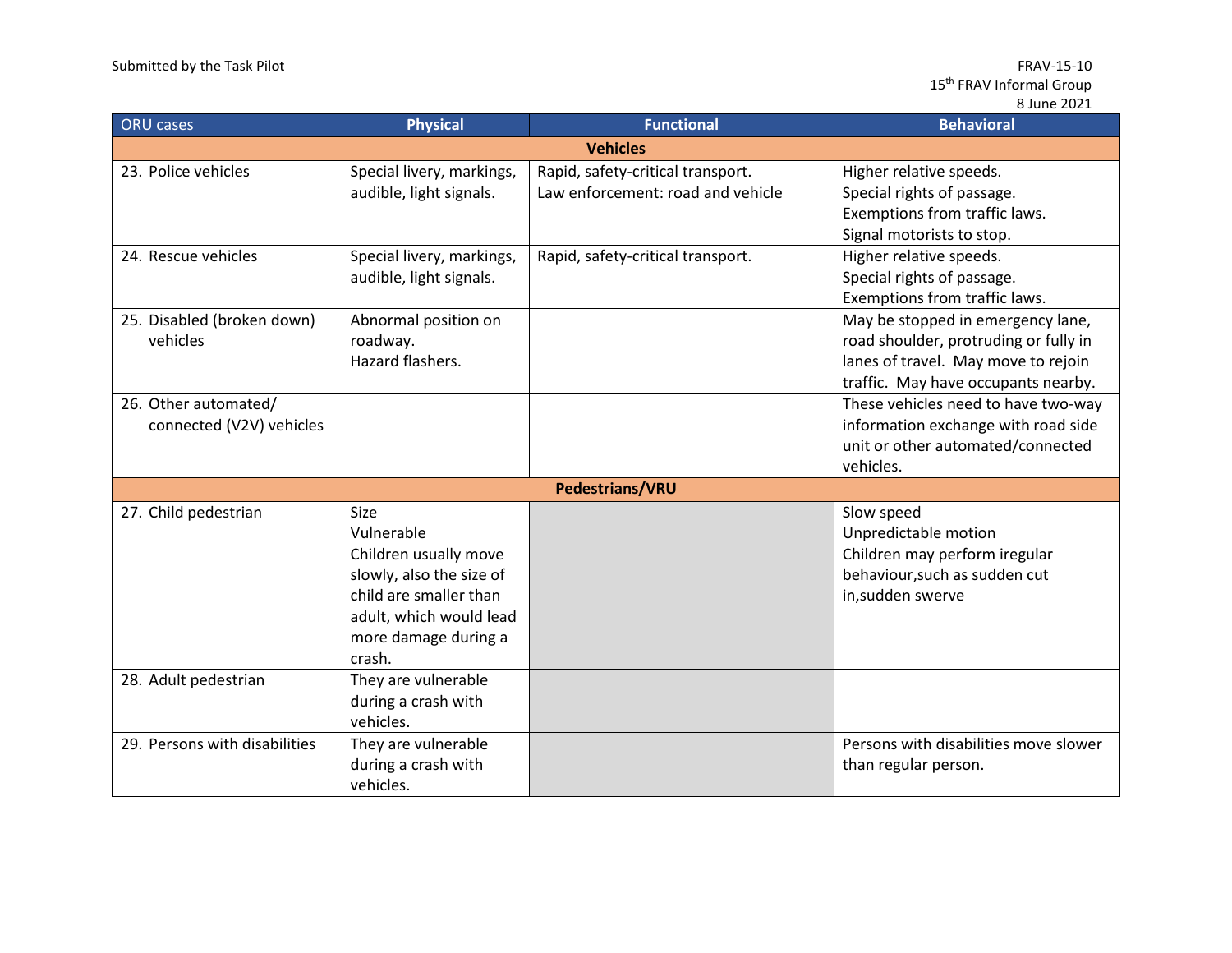| ORU cases | Physical | Functional | Behavioral |
|---|---|---|---|
| **Vehicles** | | | |
| 23. Police vehicles | Special livery, markings, audible, light signals. | Rapid, safety-critical transport.<br>Law enforcement: road and vehicle | Higher relative speeds.<br>Special rights of passage.<br>Exemptions from traffic laws.<br>Signal motorists to stop. |
| 24. Rescue vehicles | Special livery, markings, audible, light signals. | Rapid, safety-critical transport. | Higher relative speeds.<br>Special rights of passage.<br>Exemptions from traffic laws. |
| 25. Disabled (broken down) vehicles | Abnormal position on roadway.<br>Hazard flashers. | | May be stopped in emergency lane, road shoulder, protruding or fully in lanes of travel. May move to rejoin traffic. May have occupants nearby. |
| 26. Other automated/ connected (V2V) vehicles | | | These vehicles need to have two-way information exchange with road side unit or other automated/connected vehicles. |
| **Pedestrians/VRU** | | | |
| 27. Child pedestrian | Size<br>Vulnerable<br>Children usually move slowly, also the size of child are smaller than adult, which would lead more damage during a crash. | | Slow speed<br>Unpredictable motion<br>Children may perform iregular behaviour,such as sudden cut in,sudden swerve |
| 28. Adult pedestrian | They are vulnerable during a crash with vehicles. | | |
| 29. Persons with disabilities | They are vulnerable during a crash with vehicles. | | Persons with disabilities move slower than regular person. |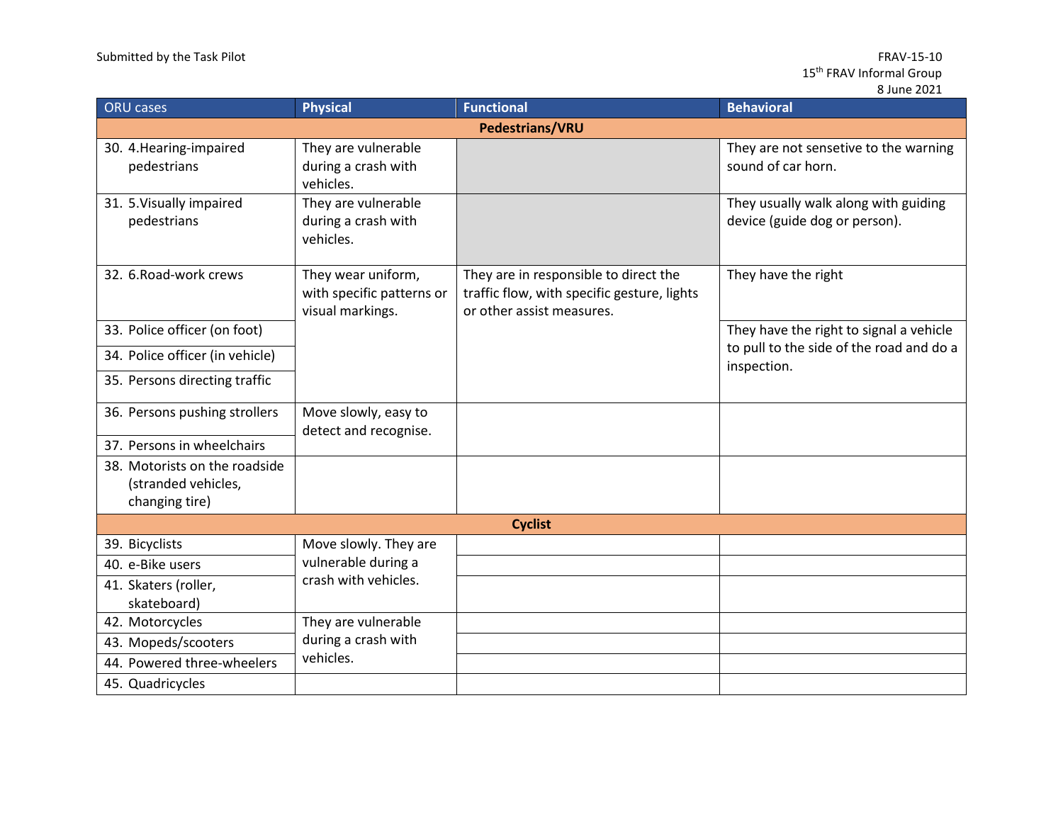| ORU cases | Physical | Functional | Behavioral |
|---|---|---|---|
| **Pedestrians/VRU** | | | |
| 30. 4.Hearing-impaired pedestrians | They are vulnerable during a crash with vehicles. | | They are not sensetive to the warning sound of car horn. |
| 31. 5.Visually impaired pedestrians | They are vulnerable during a crash with vehicles. | | They usually walk along with guiding device (guide dog or person). |
| 32. 6.Road-work crews | They wear uniform, with specific patterns or visual markings. | They are in responsible to direct the traffic flow, with specific gesture, lights or other assist measures. | They have the right |
| 33. Police officer (on foot) | | | They have the right to signal a vehicle to pull to the side of the road and do a inspection. |
| 34. Police officer (in vehicle) | | | |
| 35. Persons directing traffic | | | |
| 36. Persons pushing strollers | Move slowly, easy to detect and recognise. | | |
| 37. Persons in wheelchairs | | | |
| 38. Motorists on the roadside (stranded vehicles, changing tire) | | | |
| **Cyclist** | | | |
| 39. Bicyclists | Move slowly. They are vulnerable during a crash with vehicles. | | |
| 40. e-Bike users | | | |
| 41. Skaters (roller, skateboard) | | | |
| 42. Motorcycles | They are vulnerable during a crash with vehicles. | | |
| 43. Mopeds/scooters | | | |
| 44. Powered three-wheelers | | | |
| 45. Quadricycles | | | |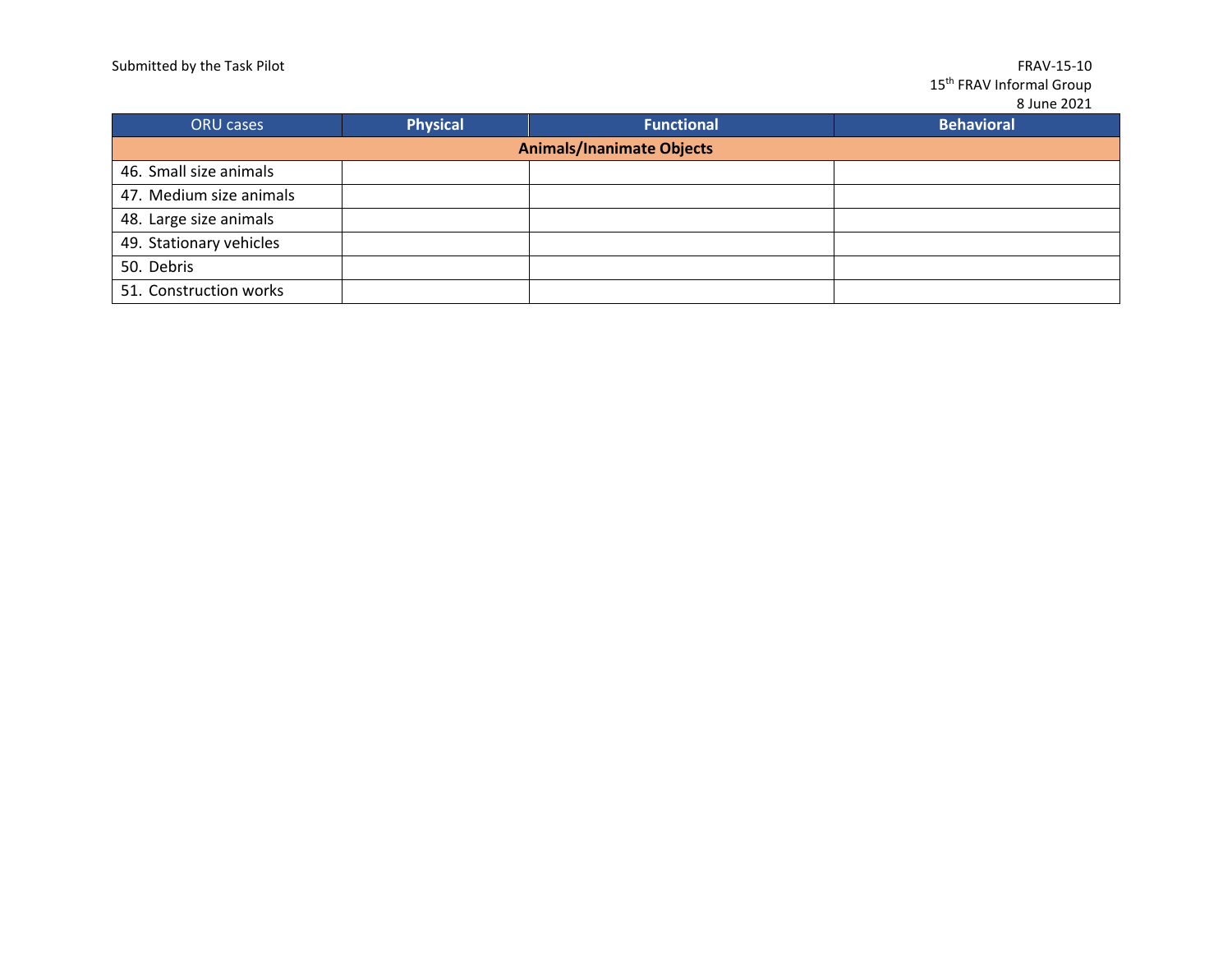| ORU cases | Physical | Functional | Behavioral |
|---|---|---|---|
| **Animals/Inanimate Objects** | | | |
| 46. Small size animals | | | |
| 47. Medium size animals | | | |
| 48. Large size animals | | | |
| 49. Stationary vehicles | | | |
| 50. Debris | | | |
| 51. Construction works | | | |